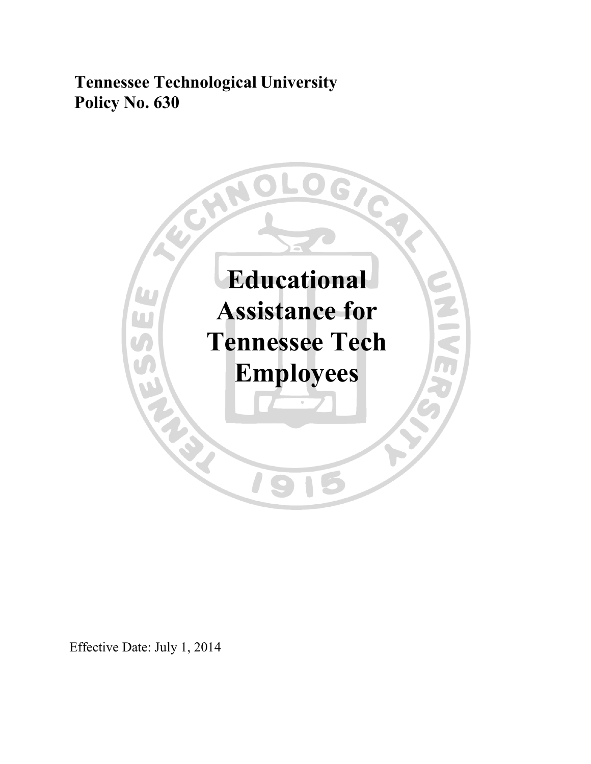**Tennessee Technological University**
**Policy No. 630**

# Educational Assistance for Tennessee Tech Employees

Effective Date: July 1, 2014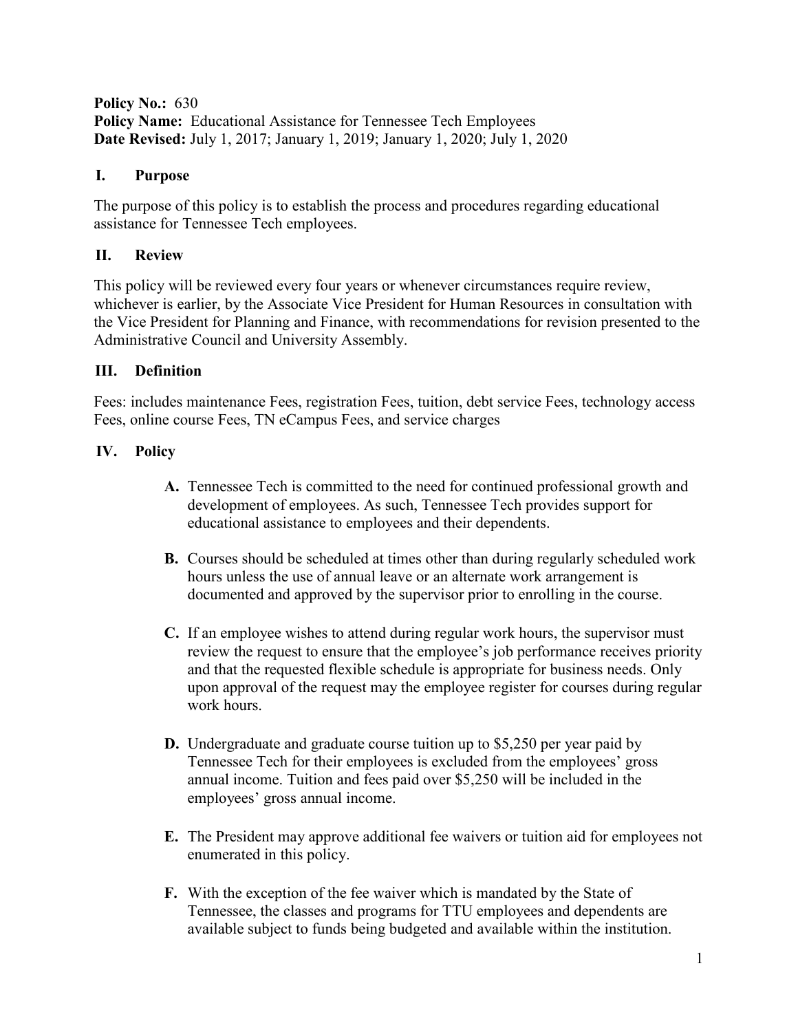**Policy No.:** 630
**Policy Name:** Educational Assistance for Tennessee Tech Employees
**Date Revised:** July 1, 2017; January 1, 2019; January 1, 2020; July 1, 2020

## I. Purpose

The purpose of this policy is to establish the process and procedures regarding educational assistance for Tennessee Tech employees.

## II. Review

This policy will be reviewed every four years or whenever circumstances require review, whichever is earlier, by the Associate Vice President for Human Resources in consultation with the Vice President for Planning and Finance, with recommendations for revision presented to the Administrative Council and University Assembly.

## III. Definition

Fees: includes maintenance Fees, registration Fees, tuition, debt service Fees, technology access Fees, online course Fees, TN eCampus Fees, and service charges

## IV. Policy

**A.** Tennessee Tech is committed to the need for continued professional growth and development of employees. As such, Tennessee Tech provides support for educational assistance to employees and their dependents.

**B.** Courses should be scheduled at times other than during regularly scheduled work hours unless the use of annual leave or an alternate work arrangement is documented and approved by the supervisor prior to enrolling in the course.

**C.** If an employee wishes to attend during regular work hours, the supervisor must review the request to ensure that the employee's job performance receives priority and that the requested flexible schedule is appropriate for business needs. Only upon approval of the request may the employee register for courses during regular work hours.

**D.** Undergraduate and graduate course tuition up to $5,250 per year paid by Tennessee Tech for their employees is excluded from the employees' gross annual income. Tuition and fees paid over $5,250 will be included in the employees' gross annual income.

**E.** The President may approve additional fee waivers or tuition aid for employees not enumerated in this policy.

**F.** With the exception of the fee waiver which is mandated by the State of Tennessee, the classes and programs for TTU employees and dependents are available subject to funds being budgeted and available within the institution.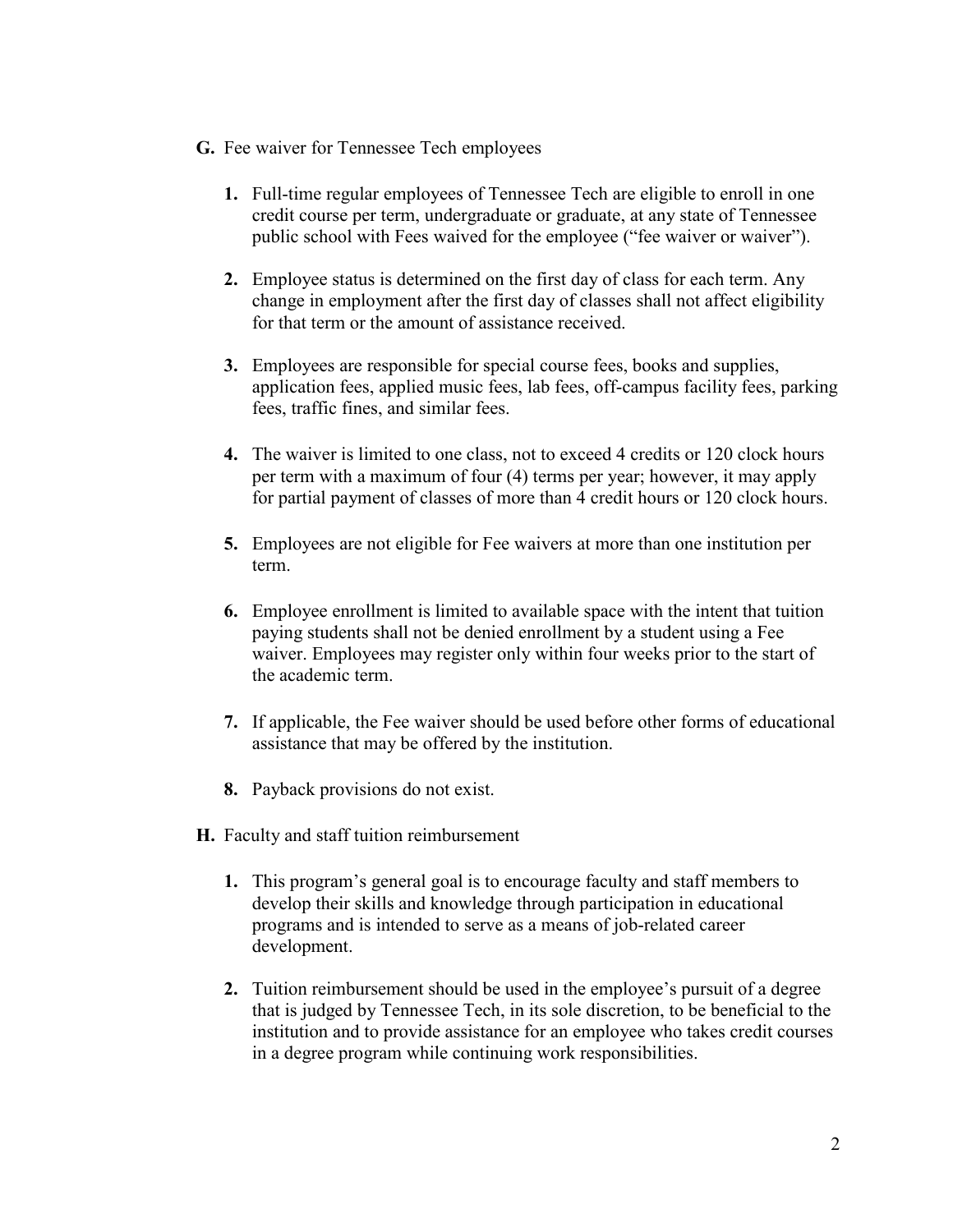**G.** Fee waiver for Tennessee Tech employees

1. Full-time regular employees of Tennessee Tech are eligible to enroll in one credit course per term, undergraduate or graduate, at any state of Tennessee public school with Fees waived for the employee ("fee waiver or waiver").

2. Employee status is determined on the first day of class for each term. Any change in employment after the first day of classes shall not affect eligibility for that term or the amount of assistance received.

3. Employees are responsible for special course fees, books and supplies, application fees, applied music fees, lab fees, off-campus facility fees, parking fees, traffic fines, and similar fees.

4. The waiver is limited to one class, not to exceed 4 credits or 120 clock hours per term with a maximum of four (4) terms per year; however, it may apply for partial payment of classes of more than 4 credit hours or 120 clock hours.

5. Employees are not eligible for Fee waivers at more than one institution per term.

6. Employee enrollment is limited to available space with the intent that tuition paying students shall not be denied enrollment by a student using a Fee waiver. Employees may register only within four weeks prior to the start of the academic term.

7. If applicable, the Fee waiver should be used before other forms of educational assistance that may be offered by the institution.

8. Payback provisions do not exist.

**H.** Faculty and staff tuition reimbursement

1. This program's general goal is to encourage faculty and staff members to develop their skills and knowledge through participation in educational programs and is intended to serve as a means of job-related career development.

2. Tuition reimbursement should be used in the employee's pursuit of a degree that is judged by Tennessee Tech, in its sole discretion, to be beneficial to the institution and to provide assistance for an employee who takes credit courses in a degree program while continuing work responsibilities.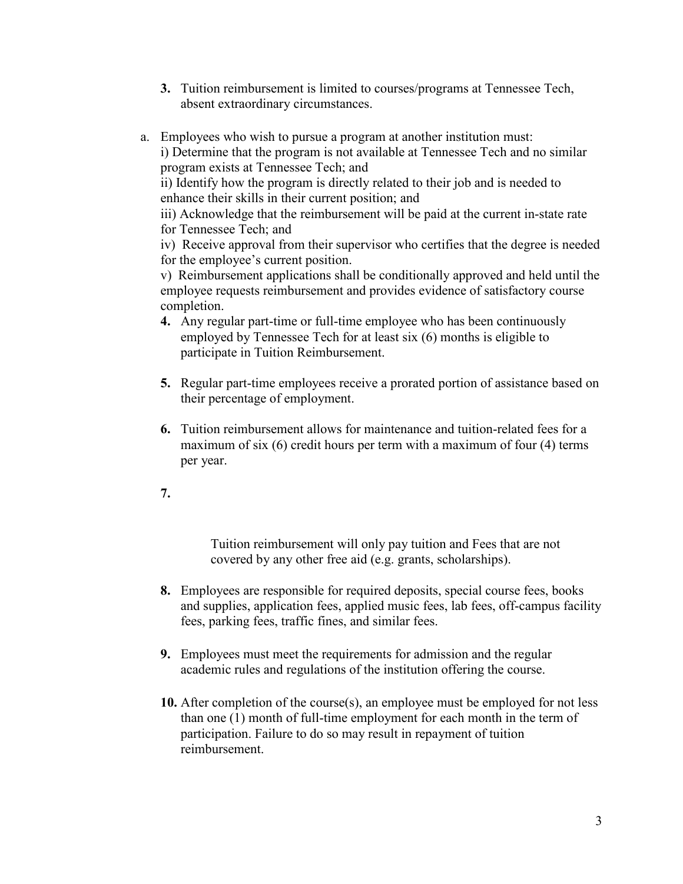3. Tuition reimbursement is limited to courses/programs at Tennessee Tech, absent extraordinary circumstances.

a. Employees who wish to pursue a program at another institution must:
   i) Determine that the program is not available at Tennessee Tech and no similar program exists at Tennessee Tech; and
   ii) Identify how the program is directly related to their job and is needed to enhance their skills in their current position; and
   iii) Acknowledge that the reimbursement will be paid at the current in-state rate for Tennessee Tech; and
   iv) Receive approval from their supervisor who certifies that the degree is needed for the employee's current position.
   v) Reimbursement applications shall be conditionally approved and held until the employee requests reimbursement and provides evidence of satisfactory course completion.

4. Any regular part-time or full-time employee who has been continuously employed by Tennessee Tech for at least six (6) months is eligible to participate in Tuition Reimbursement.

5. Regular part-time employees receive a prorated portion of assistance based on their percentage of employment.

6. Tuition reimbursement allows for maintenance and tuition-related fees for a maximum of six (6) credit hours per term with a maximum of four (4) terms per year.

7. Tuition reimbursement will only pay tuition and Fees that are not covered by any other free aid (e.g. grants, scholarships).

8. Employees are responsible for required deposits, special course fees, books and supplies, application fees, applied music fees, lab fees, off-campus facility fees, parking fees, traffic fines, and similar fees.

9. Employees must meet the requirements for admission and the regular academic rules and regulations of the institution offering the course.

10. After completion of the course(s), an employee must be employed for not less than one (1) month of full-time employment for each month in the term of participation. Failure to do so may result in repayment of tuition reimbursement.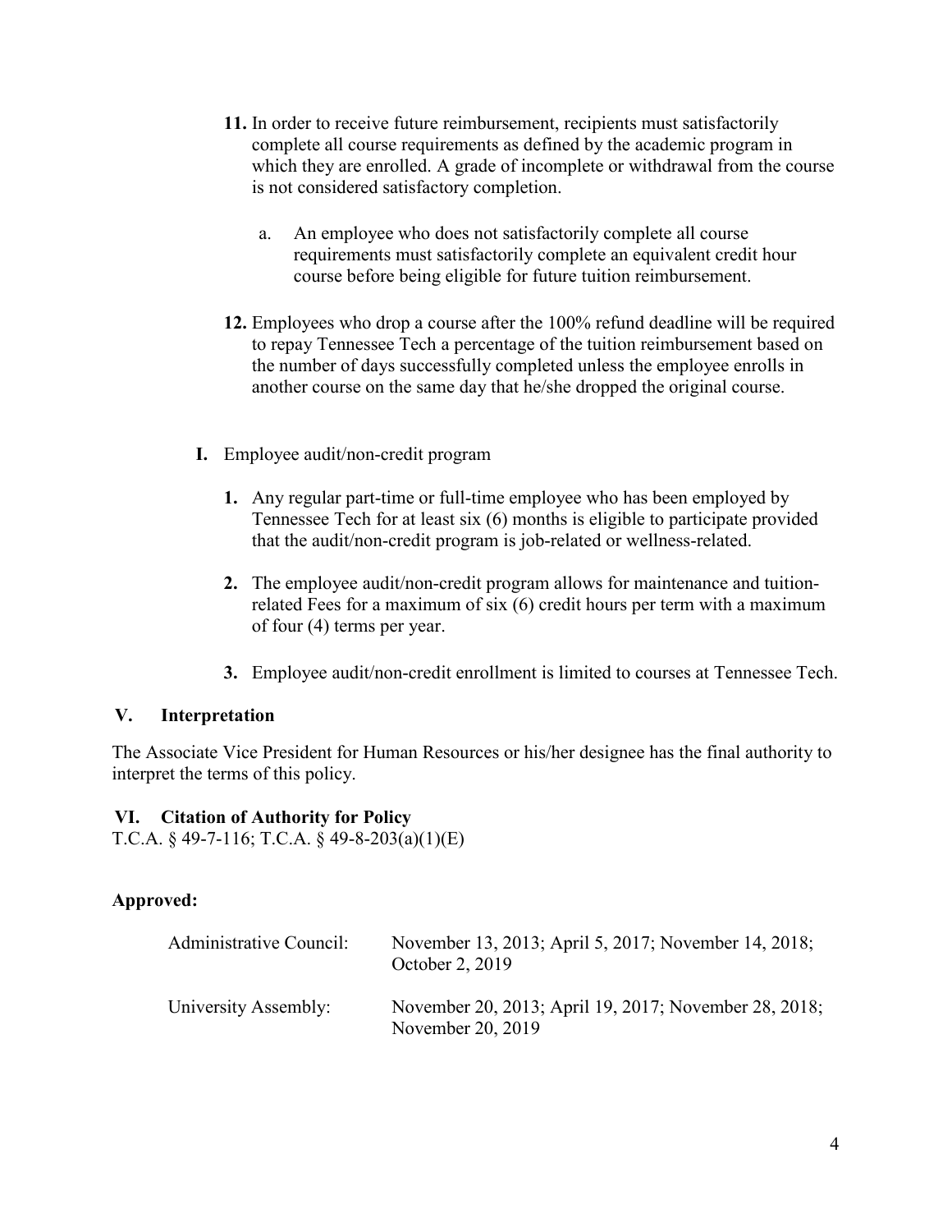11. In order to receive future reimbursement, recipients must satisfactorily complete all course requirements as defined by the academic program in which they are enrolled. A grade of incomplete or withdrawal from the course is not considered satisfactory completion.

    a. An employee who does not satisfactorily complete all course requirements must satisfactorily complete an equivalent credit hour course before being eligible for future tuition reimbursement.

12. Employees who drop a course after the 100% refund deadline will be required to repay Tennessee Tech a percentage of the tuition reimbursement based on the number of days successfully completed unless the employee enrolls in another course on the same day that he/she dropped the original course.

**I.** Employee audit/non-credit program

1. Any regular part-time or full-time employee who has been employed by Tennessee Tech for at least six (6) months is eligible to participate provided that the audit/non-credit program is job-related or wellness-related.

2. The employee audit/non-credit program allows for maintenance and tuition-related Fees for a maximum of six (6) credit hours per term with a maximum of four (4) terms per year.

3. Employee audit/non-credit enrollment is limited to courses at Tennessee Tech.

## V. Interpretation

The Associate Vice President for Human Resources or his/her designee has the final authority to interpret the terms of this policy.

## VI. Citation of Authority for Policy

T.C.A. § 49-7-116; T.C.A. § 49-8-203(a)(1)(E)

**Approved:**

| | |
|---|---|
| Administrative Council: | November 13, 2013; April 5, 2017; November 14, 2018; October 2, 2019 |
| University Assembly: | November 20, 2013; April 19, 2017; November 28, 2018; November 20, 2019 |